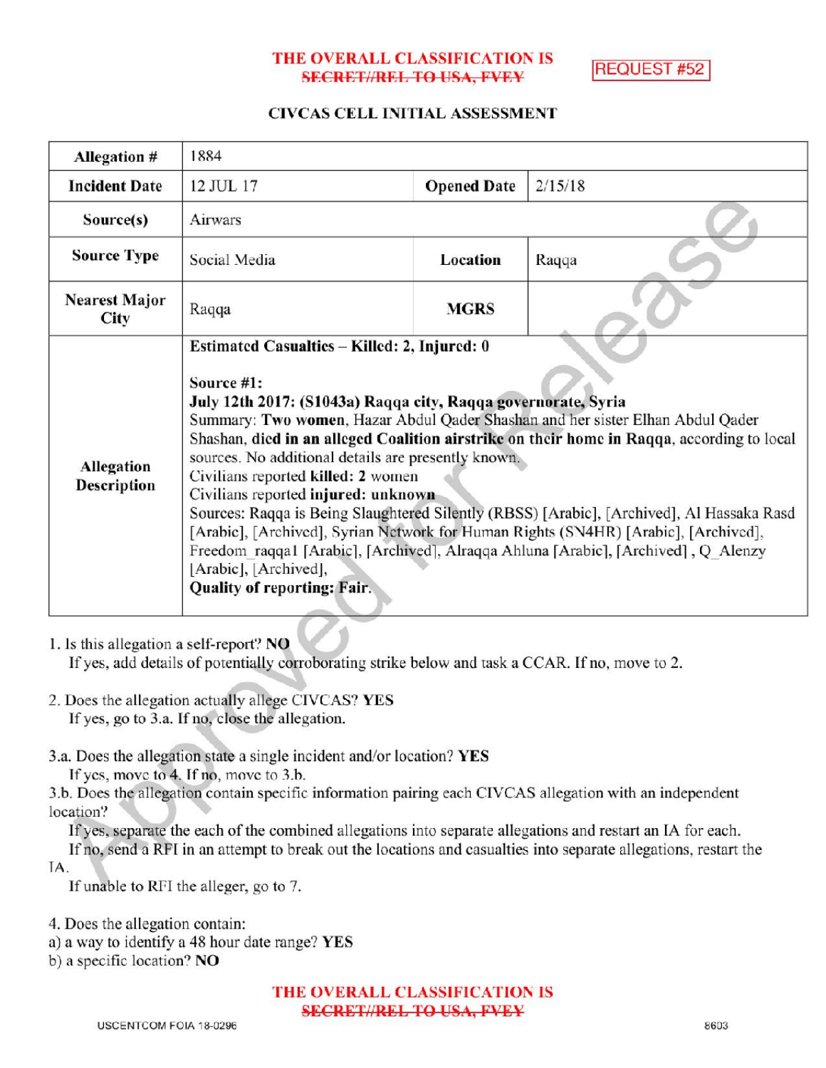THE OVERALL CLASSIFICATION IS
~~SECRET//REL TO USA, FVEY~~

REQUEST #52

## CIVCAS CELL INITIAL ASSESSMENT

| Allegation # | 1884 | | |
|---|---|---|---|
| **Incident Date** | 12 JUL 17 | **Opened Date** | 2/15/18 |
| **Source(s)** | Airwars | | |
| **Source Type** | Social Media | **Location** | Raqqa |
| **Nearest Major City** | Raqqa | **MGRS** | |
| **Allegation Description** | **Estimated Casualties – Killed: 2, Injured: 0**<br><br>**Source #1:**<br>**July 12th 2017: (S1043a) Raqqa city, Raqqa governorate, Syria**<br>Summary: **Two women**, Hazar Abdul Qader Shashan and her sister Elhan Abdul Qader Shashan, **died in an alleged Coalition airstrike on their home in Raqqa**, according to local sources. No additional details are presently known.<br>Civilians reported **killed: 2** women<br>Civilians reported **injured: unknown**<br>Sources: Raqqa is Being Slaughtered Silently (RBSS) [Arabic], [Archived], Al Hassaka Rasd [Arabic], [Archived], Syrian Network for Human Rights (SN4HR) [Arabic], [Archived], Freedom_raqqa1 [Arabic], [Archived], Alraqqa Ahluna [Arabic], [Archived] , Q_Alenzy [Arabic], [Archived],<br>**Quality of reporting: Fair.** | | |

1. Is this allegation a self-report? **NO**
   If yes, add details of potentially corroborating strike below and task a CCAR. If no, move to 2.

2. Does the allegation actually allege CIVCAS? **YES**
   If yes, go to 3.a. If no, close the allegation.

3.a. Does the allegation state a single incident and/or location? **YES**
   If yes, move to 4. If no, move to 3.b.
3.b. Does the allegation contain specific information pairing each CIVCAS allegation with an independent location?
   If yes, separate the each of the combined allegations into separate allegations and restart an IA for each.
   If no, send a RFI in an attempt to break out the locations and casualties into separate allegations, restart the IA.
   If unable to RFI the alleger, go to 7.

4. Does the allegation contain:
a) a way to identify a 48 hour date range? **YES**
b) a specific location? **NO**

THE OVERALL CLASSIFICATION IS
~~SECRET//REL TO USA, FVEY~~

USCENTCOM FOIA 18-0296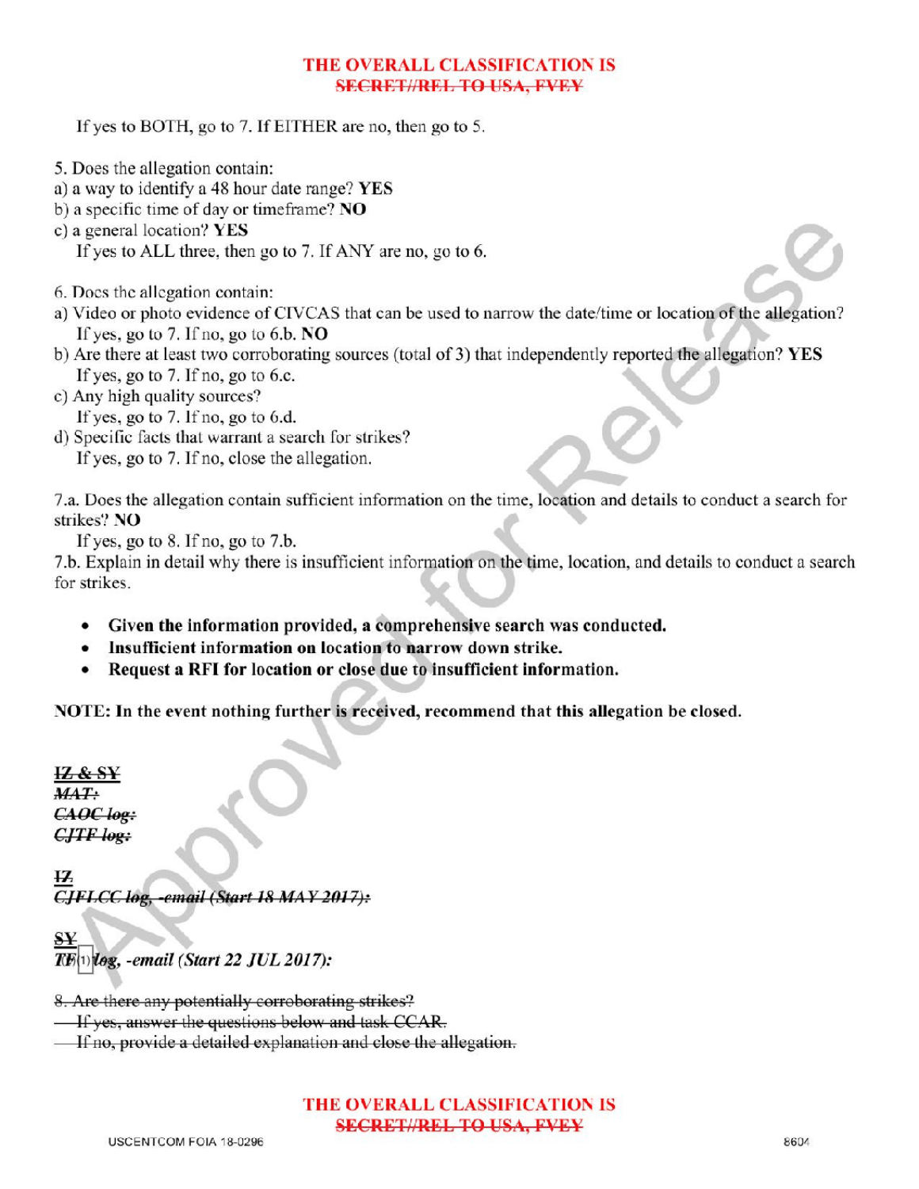If yes to BOTH, go to 7. If EITHER are no, then go to 5.

5. Does the allegation contain:
a) a way to identify a 48 hour date range? **YES**
b) a specific time of day or timeframe? **NO**
c) a general location? **YES**
   If yes to ALL three, then go to 7. If ANY are no, go to 6.

6. Does the allegation contain:
a) Video or photo evidence of CIVCAS that can be used to narrow the date/time or location of the allegation?
   If yes, go to 7. If no, go to 6.b. **NO**
b) Are there at least two corroborating sources (total of 3) that independently reported the allegation? **YES**
   If yes, go to 7. If no, go to 6.c.
c) Any high quality sources?
   If yes, go to 7. If no, go to 6.d.
d) Specific facts that warrant a search for strikes?
   If yes, go to 7. If no, close the allegation.

7.a. Does the allegation contain sufficient information on the time, location and details to conduct a search for strikes? **NO**
   If yes, go to 8. If no, go to 7.b.
7.b. Explain in detail why there is insufficient information on the time, location, and details to conduct a search for strikes.

- **Given the information provided, a comprehensive search was conducted.**
- **Insufficient information on location to narrow down strike.**
- **Request a RFI for location or close due to insufficient information.**

**NOTE: In the event nothing further is received, recommend that this allegation be closed.**

~~**IZ & SY**~~
~~***MAT:***~~
~~***CAOC log:***~~
~~***CJTF log:***~~

~~**IZ**~~
~~***CJFLCC log, -email (Start 18 MAY 2017):***~~

~~**SY**~~
***~~TF~~ (b)(1) ~~log~~, -email (Start 22 JUL 2017):***

~~8. Are there any potentially corroborating strikes?~~
~~If yes, answer the questions below and task CCAR.~~
~~If no, provide a detailed explanation and close the allegation.~~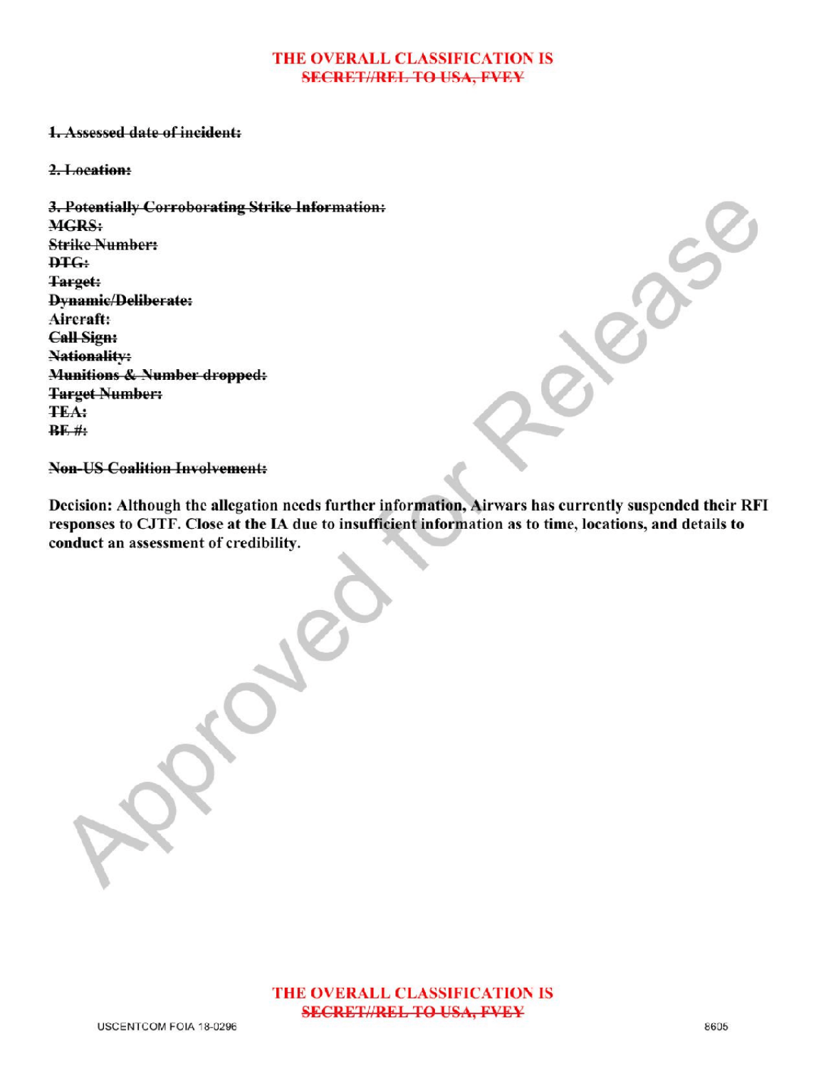**THE OVERALL CLASSIFICATION IS**
**~~SECRET//REL TO USA, FVEY~~**

~~**1. Assessed date of incident:**~~

~~**2. Location:**~~

~~**3. Potentially Corroborating Strike Information:**~~
~~**MGRS:**~~
~~**Strike Number:**~~
~~**DTG:**~~
~~**Target:**~~
~~**Dynamic/Deliberate:**~~
**Aircraft:**
~~**Call Sign:**~~
~~**Nationality:**~~
~~**Munitions & Number dropped:**~~
~~**Target Number:**~~
~~**TEA:**~~
~~**BE #:**~~

~~**Non-US Coalition Involvement:**~~

**Decision: Although the allegation needs further information, Airwars has currently suspended their RFI responses to CJTF. Close at the IA due to insufficient information as to time, locations, and details to conduct an assessment of credibility.**

**THE OVERALL CLASSIFICATION IS**
**~~SECRET//REL TO USA, FVEY~~**

USCENTCOM FOIA 18-0296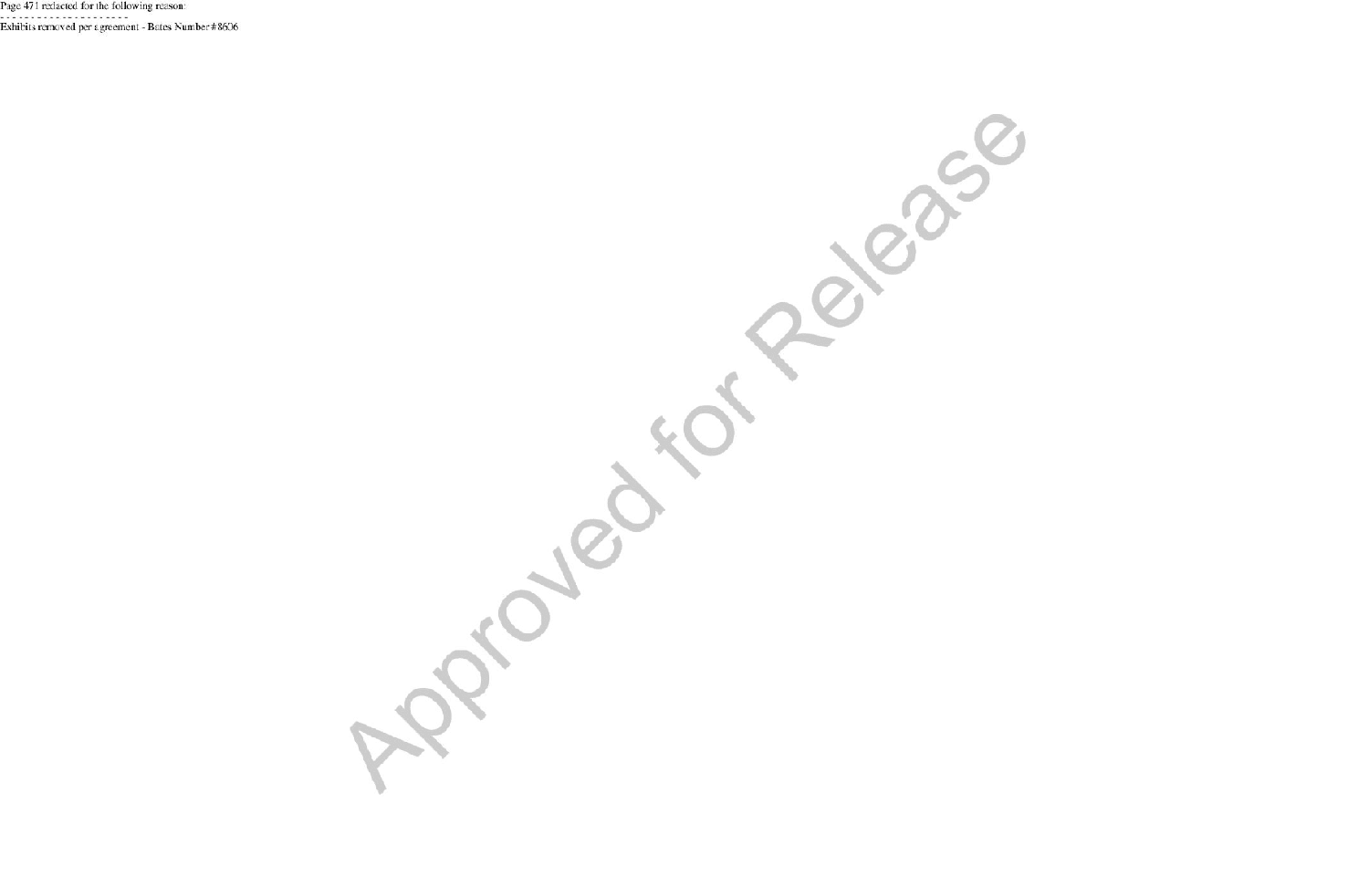Page 471 redacted for the following reason:

- - - - - - - - - - - - - - - - - - - -

Exhibits removed per agreement - Bates Number #8606

Approved for Release